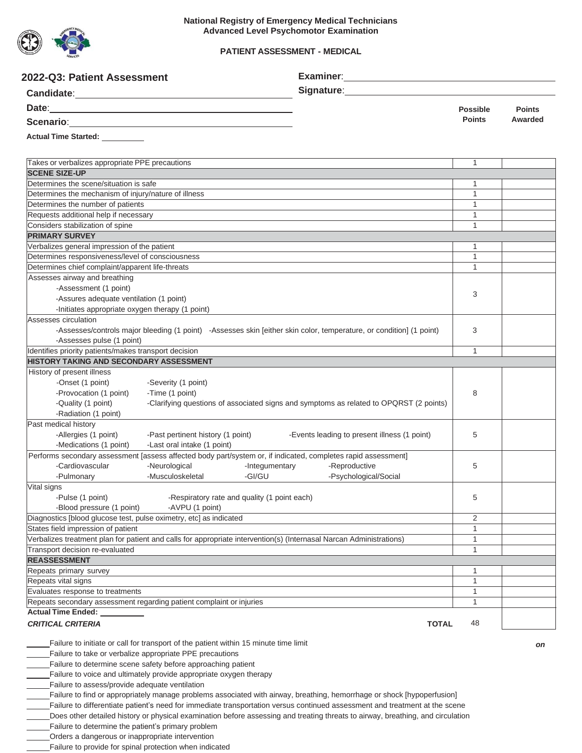**National Registry of Emergency Medical Technicians**
**Advanced Level Psychomotor Examination**

**PATIENT ASSESSMENT - MEDICAL**

## 2022-Q3: Patient Assessment

**Candidate**: ______________________
**Date**: ______________________
**Scenario**: ______________________
**Actual Time Started**: __________

**Examiner**: ______________________
**Signature**: ______________________

| | Possible Points | Points Awarded |
|---|---|---|
| Takes or verbalizes appropriate PPE precautions | 1 | |
| **SCENE SIZE-UP** | | |
| Determines the scene/situation is safe | 1 | |
| Determines the mechanism of injury/nature of illness | 1 | |
| Determines the number of patients | 1 | |
| Requests additional help if necessary | 1 | |
| Considers stabilization of spine | 1 | |
| **PRIMARY SURVEY** | | |
| Verbalizes general impression of the patient | 1 | |
| Determines responsiveness/level of consciousness | 1 | |
| Determines chief complaint/apparent life-threats | 1 | |
| Assesses airway and breathing<br>-Assessment (1 point)<br>-Assures adequate ventilation (1 point)<br>-Initiates appropriate oxygen therapy (1 point) | 3 | |
| Assesses circulation<br>-Assesses/controls major bleeding (1 point) -Assesses skin [either skin color, temperature, or condition] (1 point)<br>-Assesses pulse (1 point) | 3 | |
| Identifies priority patients/makes transport decision | 1 | |
| **HISTORY TAKING AND SECONDARY ASSESSMENT** | | |
| History of present illness<br>-Onset (1 point) -Severity (1 point)<br>-Provocation (1 point) -Time (1 point)<br>-Quality (1 point) -Clarifying questions of associated signs and symptoms as related to OPQRST (2 points)<br>-Radiation (1 point) | 8 | |
| Past medical history<br>-Allergies (1 point) -Past pertinent history (1 point) -Events leading to present illness (1 point)<br>-Medications (1 point) -Last oral intake (1 point) | 5 | |
| Performs secondary assessment [assess affected body part/system or, if indicated, completes rapid assessment]<br>-Cardiovascular -Neurological -Integumentary -Reproductive<br>-Pulmonary -Musculoskeletal -GI/GU -Psychological/Social | 5 | |
| Vital signs<br>-Pulse (1 point) -Respiratory rate and quality (1 point each)<br>-Blood pressure (1 point) -AVPU (1 point) | 5 | |
| Diagnostics [blood glucose test, pulse oximetry, etc] as indicated | 2 | |
| States field impression of patient | 1 | |
| Verbalizes treatment plan for patient and calls for appropriate intervention(s) (Internasal Narcan Administrations) | 1 | |
| Transport decision re-evaluated | 1 | |
| **REASSESSMENT** | | |
| Repeats primary survey | 1 | |
| Repeats vital signs | 1 | |
| Evaluates response to treatments | 1 | |
| Repeats secondary assessment regarding patient complaint or injuries | 1 | |
| **Actual Time Ended**: __________ | | |
| ***CRITICAL CRITERIA*** **TOTAL** | 48 | |

*on*

_____ Failure to initiate or call for transport of the patient within 15 minute time limit
_____ Failure to take or verbalize appropriate PPE precautions
_____ Failure to determine scene safety before approaching patient
_____ Failure to voice and ultimately provide appropriate oxygen therapy
_____ Failure to assess/provide adequate ventilation
_____ Failure to find or appropriately manage problems associated with airway, breathing, hemorrhage or shock [hypoperfusion]
_____ Failure to differentiate patient's need for immediate transportation versus continued assessment and treatment at the scene
_____ Does other detailed history or physical examination before assessing and treating threats to airway, breathing, and circulation
_____ Failure to determine the patient's primary problem
_____ Orders a dangerous or inappropriate intervention
_____ Failure to provide for spinal protection when indicated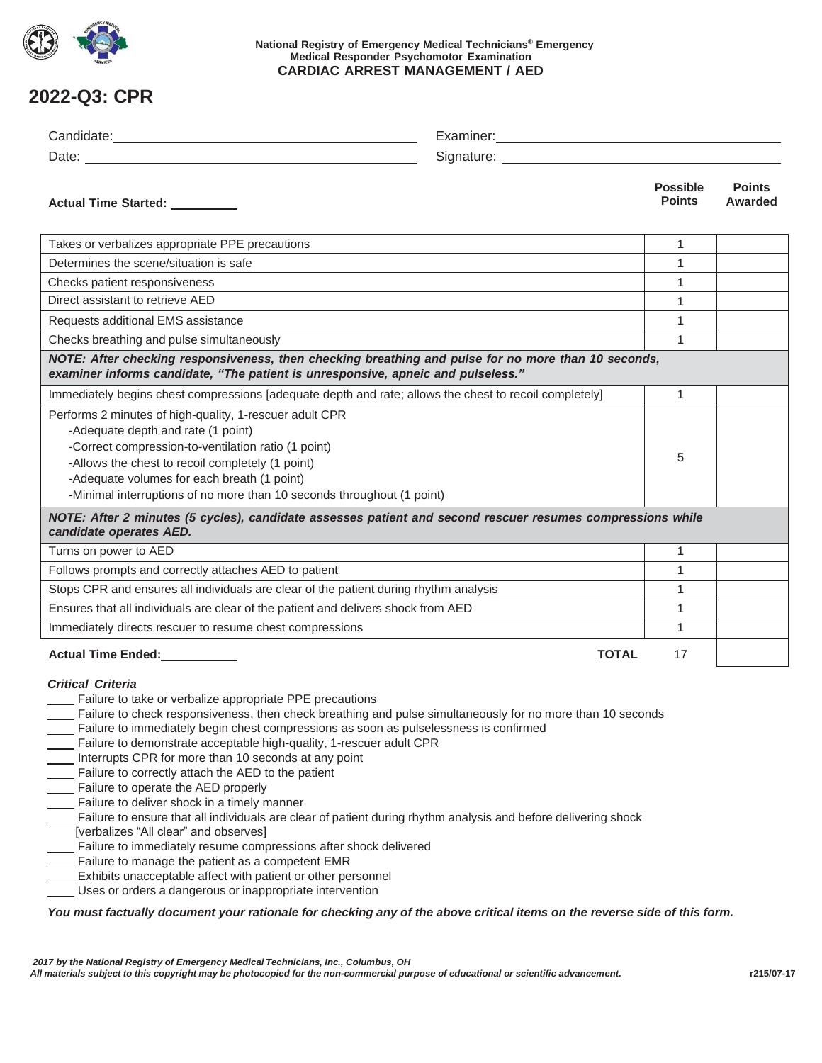National Registry of Emergency Medical Technicians® Emergency Medical Responder Psychomotor Examination

**CARDIAC ARREST MANAGEMENT / AED**

# 2022-Q3: CPR

Candidate:______________________ Examiner:______________________

Date:______________________ Signature:______________________

**Actual Time Started:** ________

| | Possible Points | Points Awarded |
|---|---|---|
| Takes or verbalizes appropriate PPE precautions | 1 | |
| Determines the scene/situation is safe | 1 | |
| Checks patient responsiveness | 1 | |
| Direct assistant to retrieve AED | 1 | |
| Requests additional EMS assistance | 1 | |
| Checks breathing and pulse simultaneously | 1 | |
| ***NOTE: After checking responsiveness, then checking breathing and pulse for no more than 10 seconds, examiner informs candidate, "The patient is unresponsive, apneic and pulseless."*** | | |
| Immediately begins chest compressions [adequate depth and rate; allows the chest to recoil completely] | 1 | |
| Performs 2 minutes of high-quality, 1-rescuer adult CPR<br>-Adequate depth and rate (1 point)<br>-Correct compression-to-ventilation ratio (1 point)<br>-Allows the chest to recoil completely (1 point)<br>-Adequate volumes for each breath (1 point)<br>-Minimal interruptions of no more than 10 seconds throughout (1 point) | 5 | |
| ***NOTE: After 2 minutes (5 cycles), candidate assesses patient and second rescuer resumes compressions while candidate operates AED.*** | | |
| Turns on power to AED | 1 | |
| Follows prompts and correctly attaches AED to patient | 1 | |
| Stops CPR and ensures all individuals are clear of the patient during rhythm analysis | 1 | |
| Ensures that all individuals are clear of the patient and delivers shock from AED | 1 | |
| Immediately directs rescuer to resume chest compressions | 1 | |
| **Actual Time Ended:** ________ **TOTAL** | 17 | |

***Critical Criteria***

____ Failure to take or verbalize appropriate PPE precautions
____ Failure to check responsiveness, then check breathing and pulse simultaneously for no more than 10 seconds
____ Failure to immediately begin chest compressions as soon as pulselessness is confirmed
____ Failure to demonstrate acceptable high-quality, 1-rescuer adult CPR
____ Interrupts CPR for more than 10 seconds at any point
____ Failure to correctly attach the AED to the patient
____ Failure to operate the AED properly
____ Failure to deliver shock in a timely manner
____ Failure to ensure that all individuals are clear of patient during rhythm analysis and before delivering shock [verbalizes "All clear" and observes]
____ Failure to immediately resume compressions after shock delivered
____ Failure to manage the patient as a competent EMR
____ Exhibits unacceptable affect with patient or other personnel
____ Uses or orders a dangerous or inappropriate intervention

***You must factually document your rationale for checking any of the above critical items on the reverse side of this form.***

*2017 by the National Registry of Emergency Medical Technicians, Inc., Columbus, OH*
*All materials subject to this copyright may be photocopied for the non-commercial purpose of educational or scientific advancement.*

r215/07-17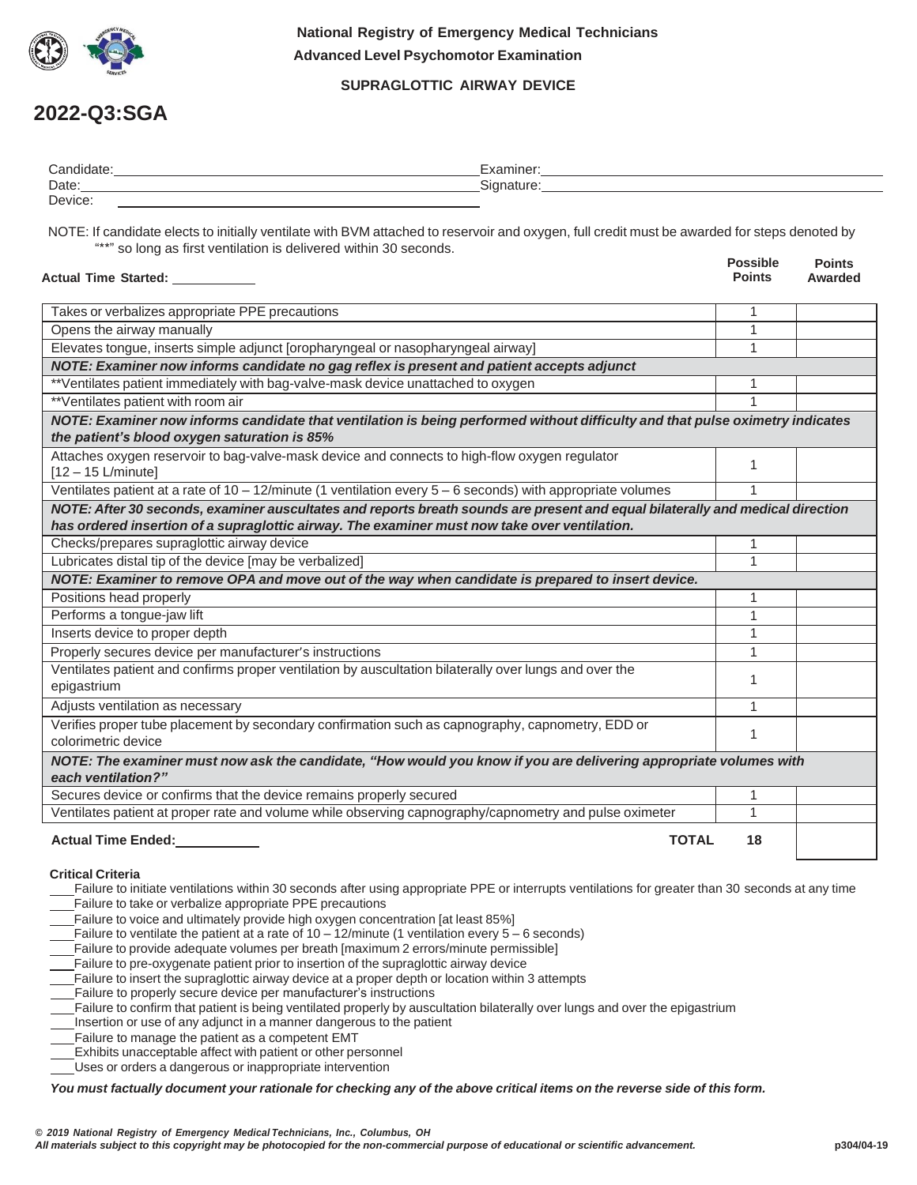**National Registry of Emergency Medical Technicians**
**Advanced Level Psychomotor Examination**

**SUPRAGLOTTIC AIRWAY DEVICE**

# 2022-Q3:SGA

Candidate:______________________________ Examiner:______________________________
Date:______________________________ Signature:______________________________
Device:______________________________

NOTE: If candidate elects to initially ventilate with BVM attached to reservoir and oxygen, full credit must be awarded for steps denoted by "**" so long as first ventilation is delivered within 30 seconds.

**Actual Time Started:** ___________

| | Possible Points | Points Awarded |
|---|---|---|
| Takes or verbalizes appropriate PPE precautions | 1 | |
| Opens the airway manually | 1 | |
| Elevates tongue, inserts simple adjunct [oropharyngeal or nasopharyngeal airway] | 1 | |
| ***NOTE: Examiner now informs candidate no gag reflex is present and patient accepts adjunct*** | | |
| **Ventilates patient immediately with bag-valve-mask device unattached to oxygen | 1 | |
| **Ventilates patient with room air | 1 | |
| ***NOTE: Examiner now informs candidate that ventilation is being performed without difficulty and that pulse oximetry indicates the patient's blood oxygen saturation is 85%*** | | |
| Attaches oxygen reservoir to bag-valve-mask device and connects to high-flow oxygen regulator [12 – 15 L/minute] | 1 | |
| Ventilates patient at a rate of 10 – 12/minute (1 ventilation every 5 – 6 seconds) with appropriate volumes | 1 | |
| ***NOTE: After 30 seconds, examiner auscultates and reports breath sounds are present and equal bilaterally and medical direction has ordered insertion of a supraglottic airway. The examiner must now take over ventilation.*** | | |
| Checks/prepares supraglottic airway device | 1 | |
| Lubricates distal tip of the device [may be verbalized] | 1 | |
| ***NOTE: Examiner to remove OPA and move out of the way when candidate is prepared to insert device.*** | | |
| Positions head properly | 1 | |
| Performs a tongue-jaw lift | 1 | |
| Inserts device to proper depth | 1 | |
| Properly secures device per manufacturer's instructions | 1 | |
| Ventilates patient and confirms proper ventilation by auscultation bilaterally over lungs and over the epigastrium | 1 | |
| Adjusts ventilation as necessary | 1 | |
| Verifies proper tube placement by secondary confirmation such as capnography, capnometry, EDD or colorimetric device | 1 | |
| ***NOTE: The examiner must now ask the candidate, "How would you know if you are delivering appropriate volumes with each ventilation?"*** | | |
| Secures device or confirms that the device remains properly secured | 1 | |
| Ventilates patient at proper rate and volume while observing capnography/capnometry and pulse oximeter | 1 | |
| **Actual Time Ended:** ___________ **TOTAL** | **18** | |

**Critical Criteria**

___ Failure to initiate ventilations within 30 seconds after using appropriate PPE or interrupts ventilations for greater than 30 seconds at any time
___ Failure to take or verbalize appropriate PPE precautions
___ Failure to voice and ultimately provide high oxygen concentration [at least 85%]
___ Failure to ventilate the patient at a rate of 10 – 12/minute (1 ventilation every 5 – 6 seconds)
___ Failure to provide adequate volumes per breath [maximum 2 errors/minute permissible]
___ Failure to pre-oxygenate patient prior to insertion of the supraglottic airway device
___ Failure to insert the supraglottic airway device at a proper depth or location within 3 attempts
___ Failure to properly secure device per manufacturer's instructions
___ Failure to confirm that patient is being ventilated properly by auscultation bilaterally over lungs and over the epigastrium
___ Insertion or use of any adjunct in a manner dangerous to the patient
___ Failure to manage the patient as a competent EMT
___ Exhibits unacceptable affect with patient or other personnel
___ Uses or orders a dangerous or inappropriate intervention

***You must factually document your rationale for checking any of the above critical items on the reverse side of this form.***

*© 2019 National Registry of Emergency Medical Technicians, Inc., Columbus, OH*
*All materials subject to this copyright may be photocopied for the non-commercial purpose of educational or scientific advancement.*

p304/04-19